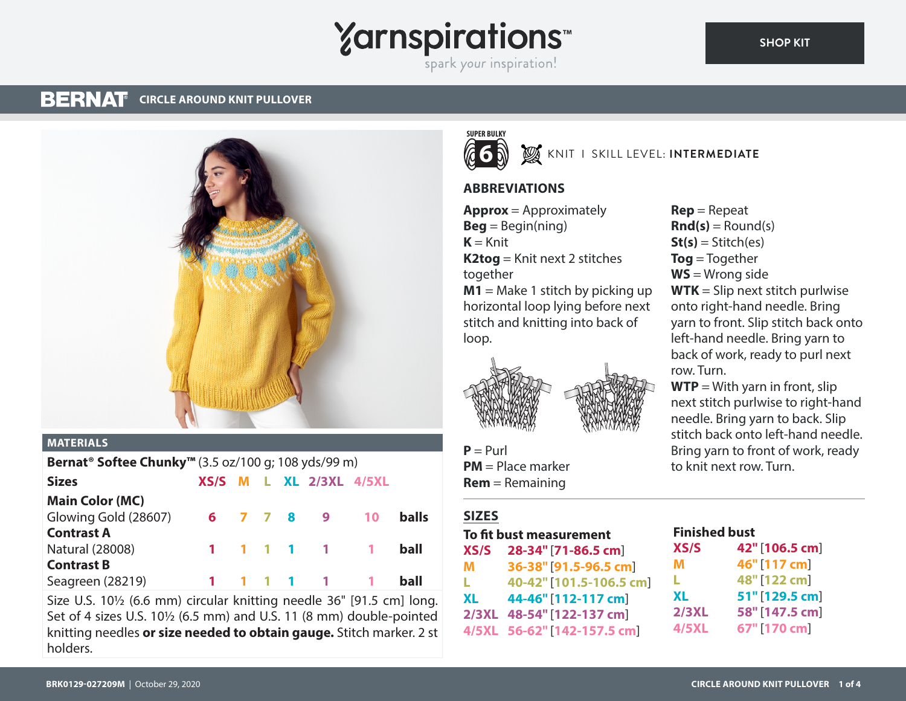Yarnspirations™ spark your inspiration!

SHOP KIT

# BERNAT CIRCLE AROUND KNIT PULLOVER

SUPER BULKY 6 | KNIT | SKILL LEVEL: **INTERMEDIATE**

## MATERIALS

**Bernat® Softee Chunky™** (3.5 oz/100 g; 108 yds/99 m)

| **Sizes** | XS/S | M | L | XL | 2/3XL | 4/5XL | |
|---|---|---|---|---|---|---|---|
| **Main Color (MC)** | | | | | | | |
| Glowing Gold (28607) | 6 | 7 | 7 | 8 | 9 | 10 | **balls** |
| **Contrast A** | | | | | | | |
| Natural (28008) | 1 | 1 | 1 | 1 | 1 | 1 | **ball** |
| **Contrast B** | | | | | | | |
| Seagreen (28219) | 1 | 1 | 1 | 1 | 1 | 1 | **ball** |

Size U.S. 10½ (6.6 mm) circular knitting needle 36" [91.5 cm] long. Set of 4 sizes U.S. 10½ (6.5 mm) and U.S. 11 (8 mm) double-pointed knitting needles **or size needed to obtain gauge.** Stitch marker. 2 st holders.

## ABBREVIATIONS

**Approx** = Approximately
**Beg** = Begin(ning)
**K** = Knit
**K2tog** = Knit next 2 stitches together
**M1** = Make 1 stitch by picking up horizontal loop lying before next stitch and knitting into back of loop.
**P** = Purl
**PM** = Place marker
**Rem** = Remaining
**Rep** = Repeat
**Rnd(s)** = Round(s)
**St(s)** = Stitch(es)
**Tog** = Together
**WS** = Wrong side
**WTK** = Slip next stitch purlwise onto right-hand needle. Bring yarn to front. Slip stitch back onto left-hand needle. Bring yarn to back of work, ready to purl next row. Turn.
**WTP** = With yarn in front, slip next stitch purlwise to right-hand needle. Bring yarn to back. Slip stitch back onto left-hand needle. Bring yarn to front of work, ready to knit next row. Turn.

## SIZES

| **To fit bust measurement** | | **Finished bust** | |
|---|---|---|---|
| XS/S | 28-34" [71-86.5 cm] | XS/S | 42" [106.5 cm] |
| M | 36-38" [91.5-96.5 cm] | M | 46" [117 cm] |
| L | 40-42" [101.5-106.5 cm] | L | 48" [122 cm] |
| XL | 44-46" [112-117 cm] | XL | 51" [129.5 cm] |
| 2/3XL | 48-54" [122-137 cm] | 2/3XL | 58" [147.5 cm] |
| 4/5XL | 56-62" [142-157.5 cm] | 4/5XL | 67" [170 cm] |

BRK0129-027209M | October 29, 2020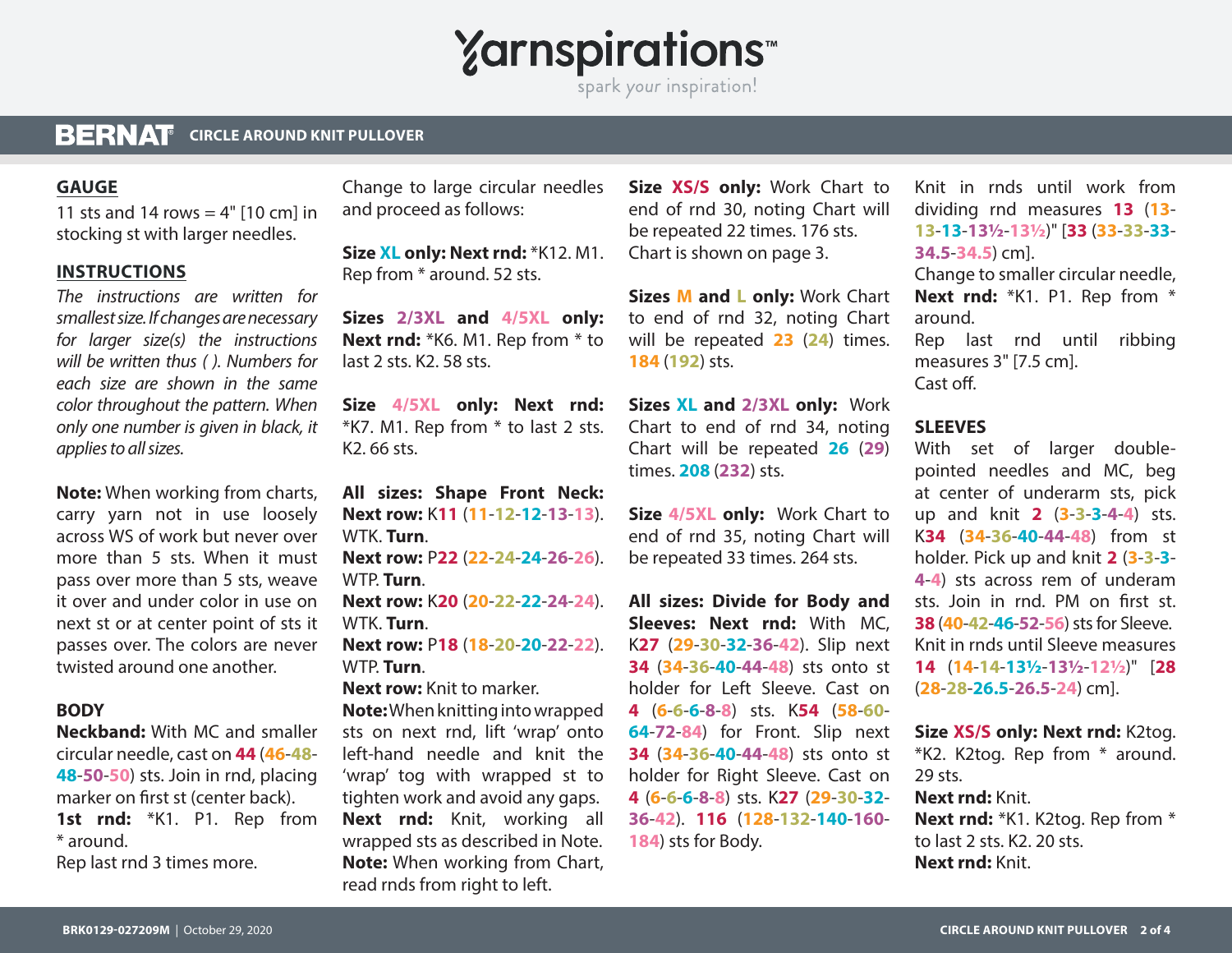## GAUGE

11 sts and 14 rows = 4" [10 cm] in stocking st with larger needles.

## INSTRUCTIONS

*The instructions are written for smallest size. If changes are necessary for larger size(s) the instructions will be written thus ( ). Numbers for each size are shown in the same color throughout the pattern. When only one number is given in black, it applies to all sizes.*

**Note:** When working from charts, carry yarn not in use loosely across WS of work but never over more than 5 sts. When it must pass over more than 5 sts, weave it over and under color in use on next st or at center point of sts it passes over. The colors are never twisted around one another.

## BODY

**Neckband:** With MC and smaller circular needle, cast on 44 (46-48-48-50-50) sts. Join in rnd, placing marker on first st (center back).

**1st rnd:** *K1. P1. Rep from * around.

Rep last rnd 3 times more.

Change to large circular needles and proceed as follows:

**Size XL only: Next rnd:** *K12. M1. Rep from * around. 52 sts.

**Sizes 2/3XL and 4/5XL only: Next rnd:** *K6. M1. Rep from * to last 2 sts. K2. 58 sts.

**Size 4/5XL only: Next rnd:** *K7. M1. Rep from * to last 2 sts. K2. 66 sts.

**All sizes: Shape Front Neck:**

**Next row:** K11 (11-12-12-13-13). WTK. **Turn**.

**Next row:** P22 (22-24-24-26-26). WTP. **Turn**.

**Next row:** K20 (20-22-22-24-24). WTK. **Turn**.

**Next row:** P18 (18-20-20-22-22). WTP. **Turn**.

**Next row:** Knit to marker.

**Note:** When knitting into wrapped sts on next rnd, lift 'wrap' onto left-hand needle and knit the 'wrap' tog with wrapped st to tighten work and avoid any gaps.

**Next rnd:** Knit, working all wrapped sts as described in Note.

**Note:** When working from Chart, read rnds from right to left.

**Size XS/S only:** Work Chart to end of rnd 30, noting Chart will be repeated 22 times. 176 sts. Chart is shown on page 3.

**Sizes M and L only:** Work Chart to end of rnd 32, noting Chart will be repeated 23 (24) times. 184 (192) sts.

**Sizes XL and 2/3XL only:** Work Chart to end of rnd 34, noting Chart will be repeated 26 (29) times. 208 (232) sts.

**Size 4/5XL only:** Work Chart to end of rnd 35, noting Chart will be repeated 33 times. 264 sts.

**All sizes: Divide for Body and Sleeves: Next rnd:** With MC, K27 (29-30-32-36-42). Slip next 34 (34-36-40-44-48) sts onto st holder for Left Sleeve. Cast on 4 (6-6-6-8-8) sts. K54 (58-60-64-72-84) for Front. Slip next 34 (34-36-40-44-48) sts onto st holder for Right Sleeve. Cast on 4 (6-6-6-8-8) sts. K27 (29-30-32-36-42). 116 (128-132-140-160-184) sts for Body.

Knit in rnds until work from dividing rnd measures 13 (13-13-13-13½-13½)" [33 (33-33-33-34.5-34.5) cm].

Change to smaller circular needle,

**Next rnd:** *K1. P1. Rep from * around.

Rep last rnd until ribbing measures 3" [7.5 cm].

Cast off.

## SLEEVES

With set of larger double-pointed needles and MC, beg at center of underarm sts, pick up and knit 2 (3-3-3-4-4) sts. K34 (34-36-40-44-48) from st holder. Pick up and knit 2 (3-3-3-4-4) sts across rem of underarm sts. Join in rnd. PM on first st. 38 (40-42-46-52-56) sts for Sleeve.

Knit in rnds until Sleeve measures 14 (14-14-13½-13½-12½)" [28 (28-28-26.5-26.5-24) cm].

**Size XS/S only: Next rnd:** K2tog. *K2. K2tog. Rep from * around. 29 sts.

**Next rnd:** Knit.

**Next rnd:** *K1. K2tog. Rep from * to last 2 sts. K2. 20 sts.

**Next rnd:** Knit.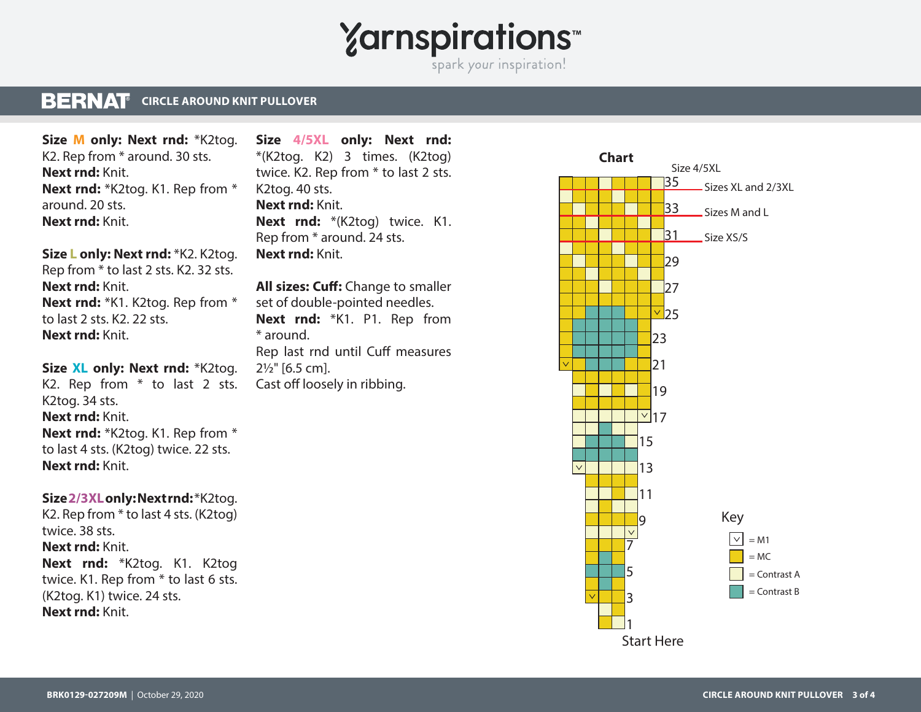**Size M only: Next rnd:** *K2tog. K2. Rep from * around. 30 sts.
**Next rnd:** Knit.
**Next rnd:** *K2tog. K1. Rep from * around. 20 sts.
**Next rnd:** Knit.

**Size L only: Next rnd:** *K2. K2tog. Rep from * to last 2 sts. K2. 32 sts.
**Next rnd:** Knit.
**Next rnd:** *K1. K2tog. Rep from * to last 2 sts. K2. 22 sts.
**Next rnd:** Knit.

**Size XL only: Next rnd:** *K2tog. K2. Rep from * to last 2 sts. K2tog. 34 sts.
**Next rnd:** Knit.
**Next rnd:** *K2tog. K1. Rep from * to last 4 sts. (K2tog) twice. 22 sts.
**Next rnd:** Knit.

**Size 2/3XL only: Next rnd:** *K2tog. K2. Rep from * to last 4 sts. (K2tog) twice. 38 sts.
**Next rnd:** Knit.
**Next rnd:** *K2tog. K1. K2tog twice. K1. Rep from * to last 6 sts. (K2tog. K1) twice. 24 sts.
**Next rnd:** Knit.

**Size 4/5XL only: Next rnd:** *(K2tog. K2) 3 times. (K2tog) twice. K2. Rep from * to last 2 sts. K2tog. 40 sts.
**Next rnd:** Knit.
**Next rnd:** *(K2tog) twice. K1. Rep from * around. 24 sts.
**Next rnd:** Knit.

**All sizes: Cuff:** Change to smaller set of double-pointed needles.
**Next rnd:** *K1. P1. Rep from * around.
Rep last rnd until Cuff measures 2½" [6.5 cm].
Cast off loosely in ribbing.

**Chart**

Size 4/5XL: 35
Sizes XL and 2/3XL: 33
Sizes M and L: 31
Size XS/S

Start Here

**Key**

- ∨ = M1
- = MC
- = Contrast A
- = Contrast B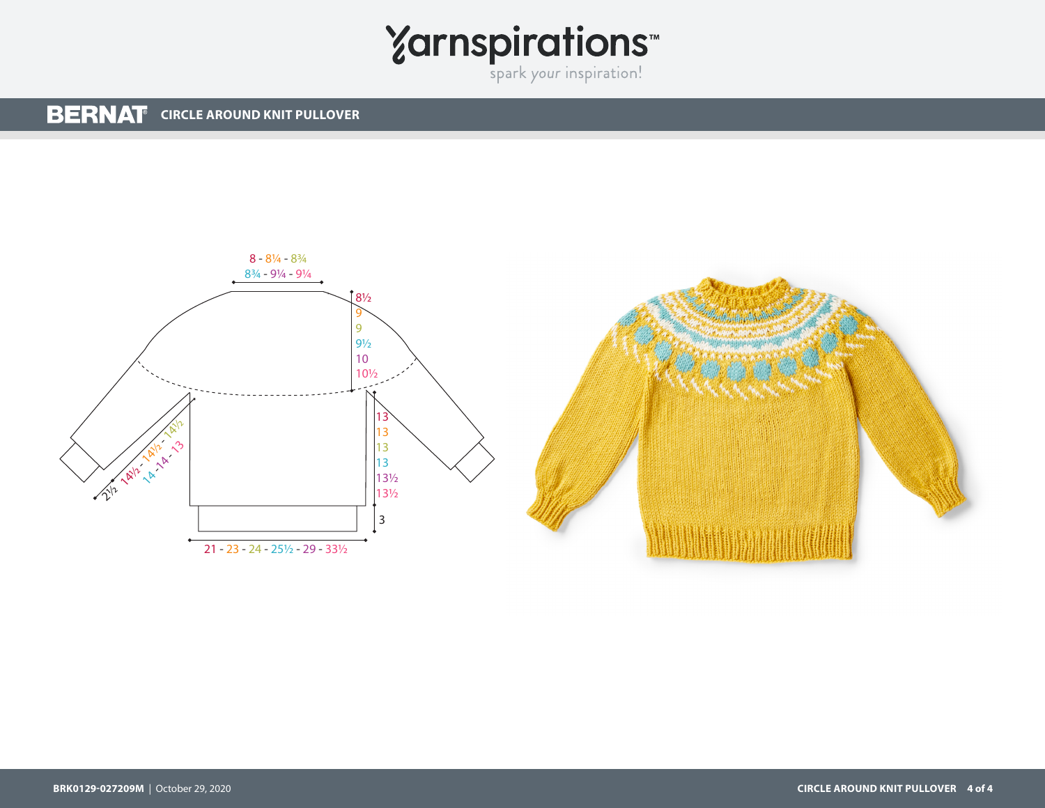8 - 8¼ - 8¾
8¾ - 9¼ - 9¼

8½
9
9
9½
10
10½

13
13
13
13
13½
13½

3

2½

14½ - 14½ - 14½
14 - 14 - 13

21 - 23 - 24 - 25½ - 29 - 33½